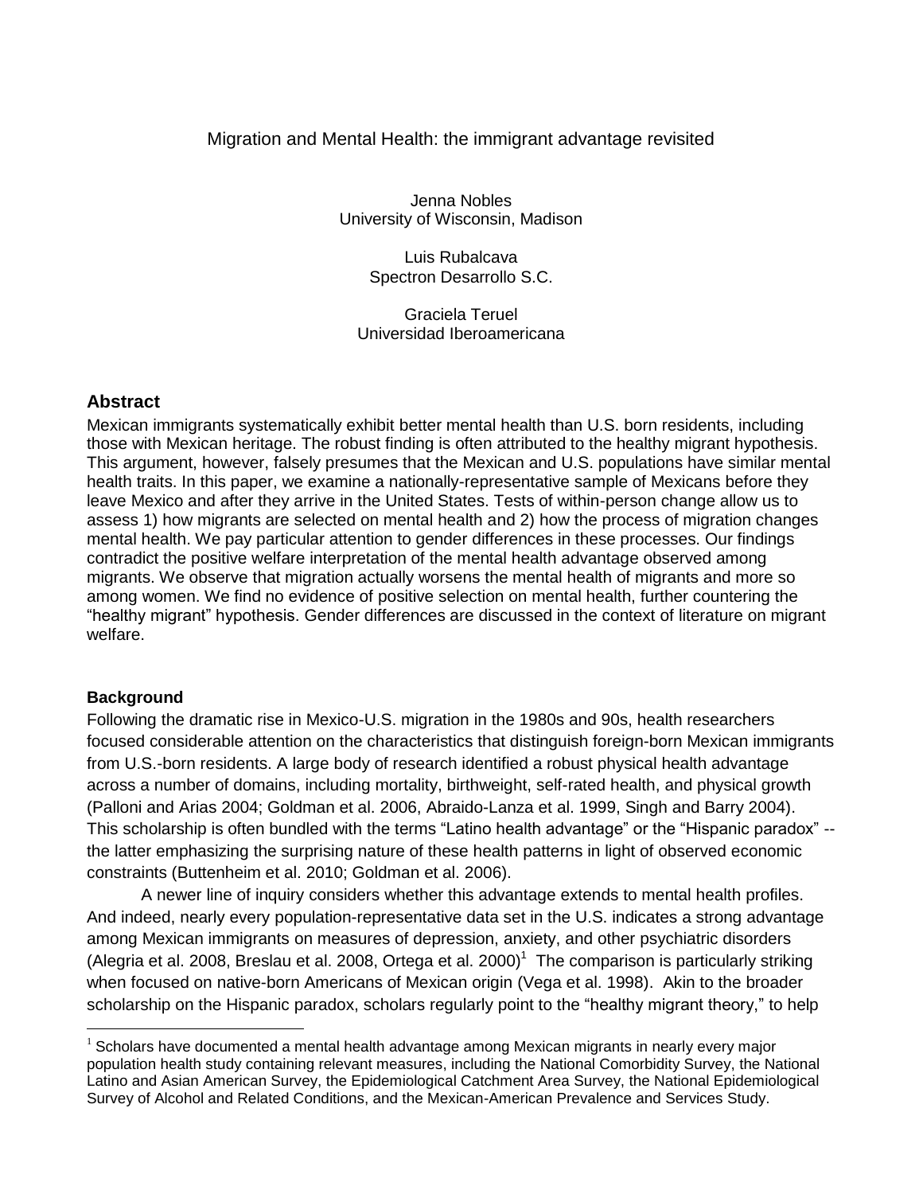# Migration and Mental Health: the immigrant advantage revisited

Jenna Nobles
University of Wisconsin, Madison

Luis Rubalcava
Spectron Desarrollo S.C.

Graciela Teruel
Universidad Iberoamericana

## Abstract

Mexican immigrants systematically exhibit better mental health than U.S. born residents, including those with Mexican heritage. The robust finding is often attributed to the healthy migrant hypothesis. This argument, however, falsely presumes that the Mexican and U.S. populations have similar mental health traits. In this paper, we examine a nationally-representative sample of Mexicans before they leave Mexico and after they arrive in the United States. Tests of within-person change allow us to assess 1) how migrants are selected on mental health and 2) how the process of migration changes mental health. We pay particular attention to gender differences in these processes. Our findings contradict the positive welfare interpretation of the mental health advantage observed among migrants. We observe that migration actually worsens the mental health of migrants and more so among women. We find no evidence of positive selection on mental health, further countering the "healthy migrant" hypothesis. Gender differences are discussed in the context of literature on migrant welfare.

### Background

Following the dramatic rise in Mexico-U.S. migration in the 1980s and 90s, health researchers focused considerable attention on the characteristics that distinguish foreign-born Mexican immigrants from U.S.-born residents. A large body of research identified a robust physical health advantage across a number of domains, including mortality, birthweight, self-rated health, and physical growth (Palloni and Arias 2004; Goldman et al. 2006, Abraido-Lanza et al. 1999, Singh and Barry 2004). This scholarship is often bundled with the terms "Latino health advantage" or the "Hispanic paradox" -- the latter emphasizing the surprising nature of these health patterns in light of observed economic constraints (Buttenheim et al. 2010; Goldman et al. 2006).

A newer line of inquiry considers whether this advantage extends to mental health profiles. And indeed, nearly every population-representative data set in the U.S. indicates a strong advantage among Mexican immigrants on measures of depression, anxiety, and other psychiatric disorders (Alegria et al. 2008, Breslau et al. 2008, Ortega et al. 2000)[1] The comparison is particularly striking when focused on native-born Americans of Mexican origin (Vega et al. 1998). Akin to the broader scholarship on the Hispanic paradox, scholars regularly point to the "healthy migrant theory," to help

[1] Scholars have documented a mental health advantage among Mexican migrants in nearly every major population health study containing relevant measures, including the National Comorbidity Survey, the National Latino and Asian American Survey, the Epidemiological Catchment Area Survey, the National Epidemiological Survey of Alcohol and Related Conditions, and the Mexican-American Prevalence and Services Study.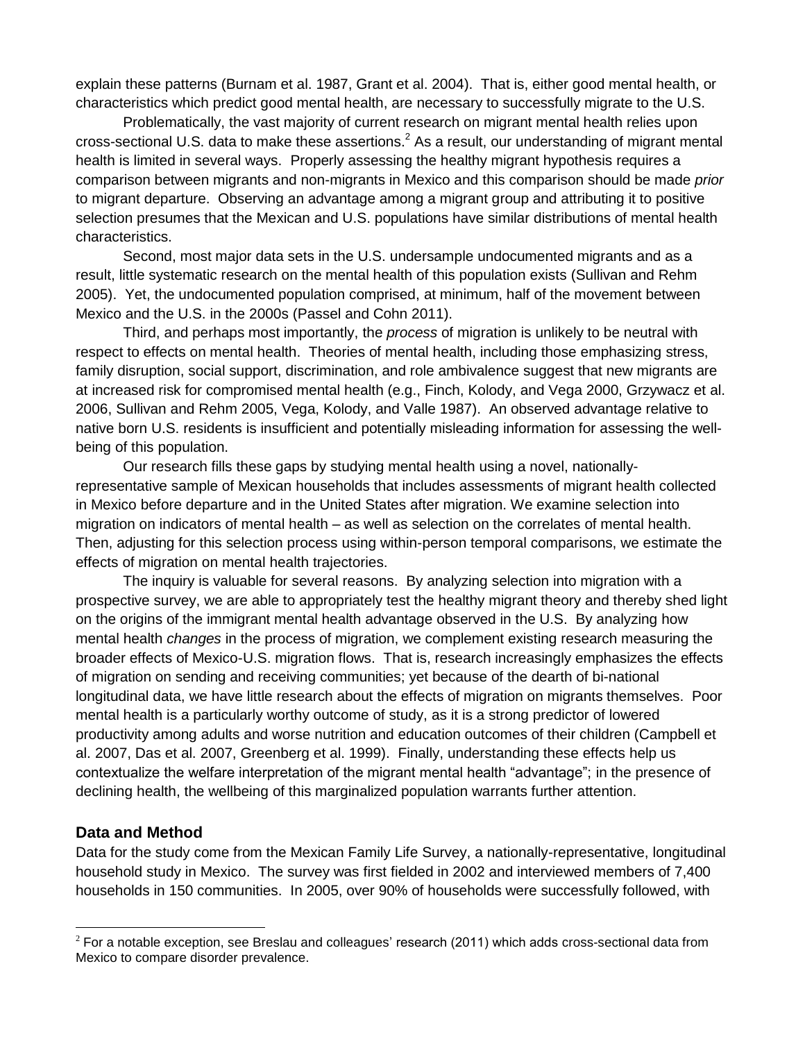explain these patterns (Burnam et al. 1987, Grant et al. 2004). That is, either good mental health, or characteristics which predict good mental health, are necessary to successfully migrate to the U.S.

Problematically, the vast majority of current research on migrant mental health relies upon cross-sectional U.S. data to make these assertions.[2] As a result, our understanding of migrant mental health is limited in several ways. Properly assessing the healthy migrant hypothesis requires a comparison between migrants and non-migrants in Mexico and this comparison should be made *prior* to migrant departure. Observing an advantage among a migrant group and attributing it to positive selection presumes that the Mexican and U.S. populations have similar distributions of mental health characteristics.

Second, most major data sets in the U.S. undersample undocumented migrants and as a result, little systematic research on the mental health of this population exists (Sullivan and Rehm 2005). Yet, the undocumented population comprised, at minimum, half of the movement between Mexico and the U.S. in the 2000s (Passel and Cohn 2011).

Third, and perhaps most importantly, the *process* of migration is unlikely to be neutral with respect to effects on mental health. Theories of mental health, including those emphasizing stress, family disruption, social support, discrimination, and role ambivalence suggest that new migrants are at increased risk for compromised mental health (e.g., Finch, Kolody, and Vega 2000, Grzywacz et al. 2006, Sullivan and Rehm 2005, Vega, Kolody, and Valle 1987). An observed advantage relative to native born U.S. residents is insufficient and potentially misleading information for assessing the well-being of this population.

Our research fills these gaps by studying mental health using a novel, nationally-representative sample of Mexican households that includes assessments of migrant health collected in Mexico before departure and in the United States after migration. We examine selection into migration on indicators of mental health – as well as selection on the correlates of mental health. Then, adjusting for this selection process using within-person temporal comparisons, we estimate the effects of migration on mental health trajectories.

The inquiry is valuable for several reasons. By analyzing selection into migration with a prospective survey, we are able to appropriately test the healthy migrant theory and thereby shed light on the origins of the immigrant mental health advantage observed in the U.S. By analyzing how mental health *changes* in the process of migration, we complement existing research measuring the broader effects of Mexico-U.S. migration flows. That is, research increasingly emphasizes the effects of migration on sending and receiving communities; yet because of the dearth of bi-national longitudinal data, we have little research about the effects of migration on migrants themselves. Poor mental health is a particularly worthy outcome of study, as it is a strong predictor of lowered productivity among adults and worse nutrition and education outcomes of their children (Campbell et al. 2007, Das et al. 2007, Greenberg et al. 1999). Finally, understanding these effects help us contextualize the welfare interpretation of the migrant mental health "advantage"; in the presence of declining health, the wellbeing of this marginalized population warrants further attention.

## Data and Method

Data for the study come from the Mexican Family Life Survey, a nationally-representative, longitudinal household study in Mexico. The survey was first fielded in 2002 and interviewed members of 7,400 households in 150 communities. In 2005, over 90% of households were successfully followed, with

[2] For a notable exception, see Breslau and colleagues' research (2011) which adds cross-sectional data from Mexico to compare disorder prevalence.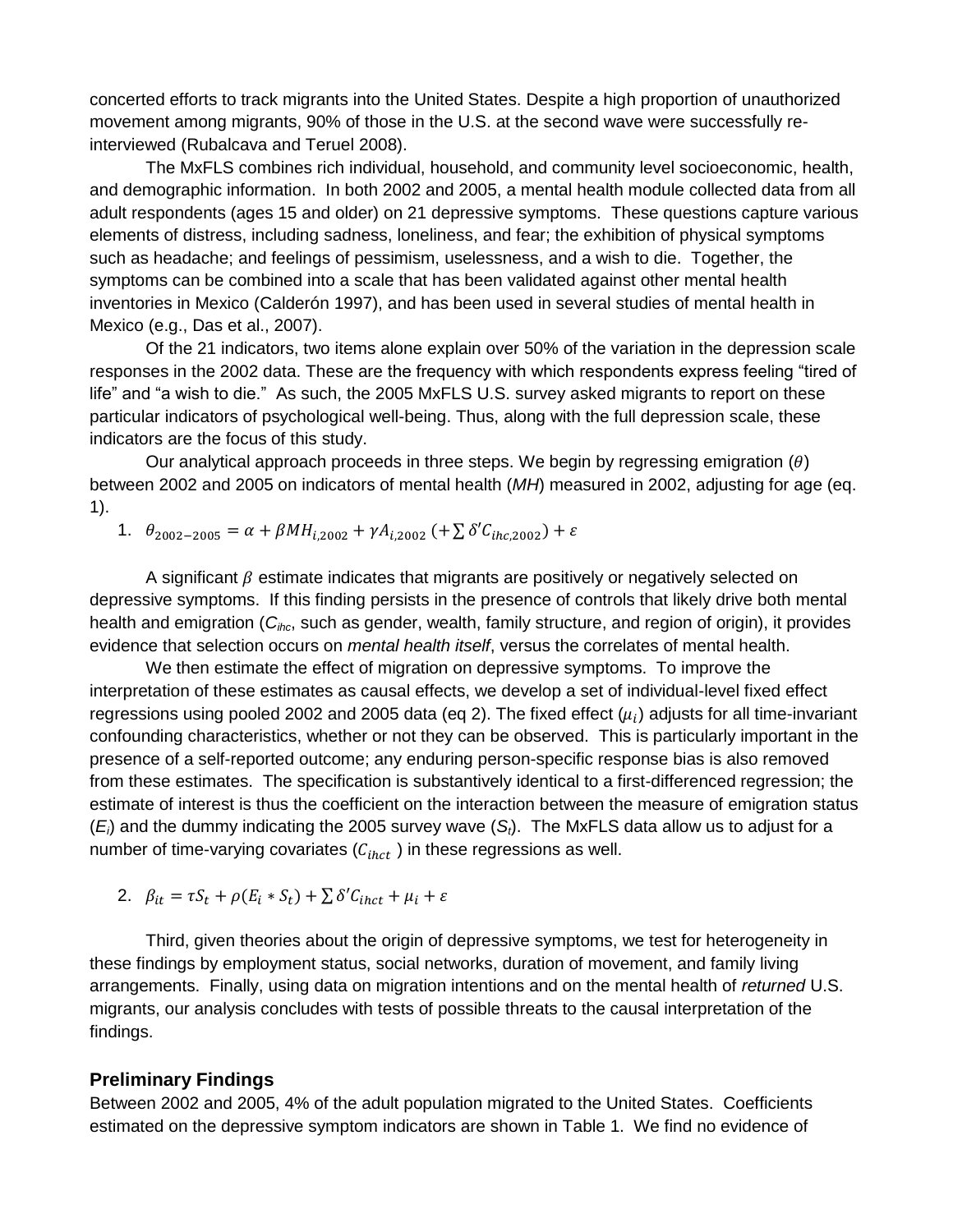concerted efforts to track migrants into the United States. Despite a high proportion of unauthorized movement among migrants, 90% of those in the U.S. at the second wave were successfully re-interviewed (Rubalcava and Teruel 2008).

The MxFLS combines rich individual, household, and community level socioeconomic, health, and demographic information. In both 2002 and 2005, a mental health module collected data from all adult respondents (ages 15 and older) on 21 depressive symptoms. These questions capture various elements of distress, including sadness, loneliness, and fear; the exhibition of physical symptoms such as headache; and feelings of pessimism, uselessness, and a wish to die. Together, the symptoms can be combined into a scale that has been validated against other mental health inventories in Mexico (Calderón 1997), and has been used in several studies of mental health in Mexico (e.g., Das et al., 2007).

Of the 21 indicators, two items alone explain over 50% of the variation in the depression scale responses in the 2002 data. These are the frequency with which respondents express feeling "tired of life" and "a wish to die." As such, the 2005 MxFLS U.S. survey asked migrants to report on these particular indicators of psychological well-being. Thus, along with the full depression scale, these indicators are the focus of this study.

Our analytical approach proceeds in three steps. We begin by regressing emigration ($\theta$) between 2002 and 2005 on indicators of mental health (*MH*) measured in 2002, adjusting for age (eq. 1).

1. $\theta_{2002-2005} = \alpha + \beta MH_{i,2002} + \gamma A_{i,2002} \; (+\sum \delta' C_{ihc,2002}) + \varepsilon$

A significant $\beta$ estimate indicates that migrants are positively or negatively selected on depressive symptoms. If this finding persists in the presence of controls that likely drive both mental health and emigration ($C_{ihc}$, such as gender, wealth, family structure, and region of origin), it provides evidence that selection occurs on *mental health itself*, versus the correlates of mental health.

We then estimate the effect of migration on depressive symptoms. To improve the interpretation of these estimates as causal effects, we develop a set of individual-level fixed effect regressions using pooled 2002 and 2005 data (eq 2). The fixed effect ($\mu_i$) adjusts for all time-invariant confounding characteristics, whether or not they can be observed. This is particularly important in the presence of a self-reported outcome; any enduring person-specific response bias is also removed from these estimates. The specification is substantively identical to a first-differenced regression; the estimate of interest is thus the coefficient on the interaction between the measure of emigration status ($E_i$) and the dummy indicating the 2005 survey wave ($S_t$). The MxFLS data allow us to adjust for a number of time-varying covariates ($C_{ihct}$) in these regressions as well.

2. $\beta_{it} = \tau S_t + \rho(E_i * S_t) + \sum \delta' C_{ihct} + \mu_i + \varepsilon$

Third, given theories about the origin of depressive symptoms, we test for heterogeneity in these findings by employment status, social networks, duration of movement, and family living arrangements. Finally, using data on migration intentions and on the mental health of *returned* U.S. migrants, our analysis concludes with tests of possible threats to the causal interpretation of the findings.

## Preliminary Findings

Between 2002 and 2005, 4% of the adult population migrated to the United States. Coefficients estimated on the depressive symptom indicators are shown in Table 1. We find no evidence of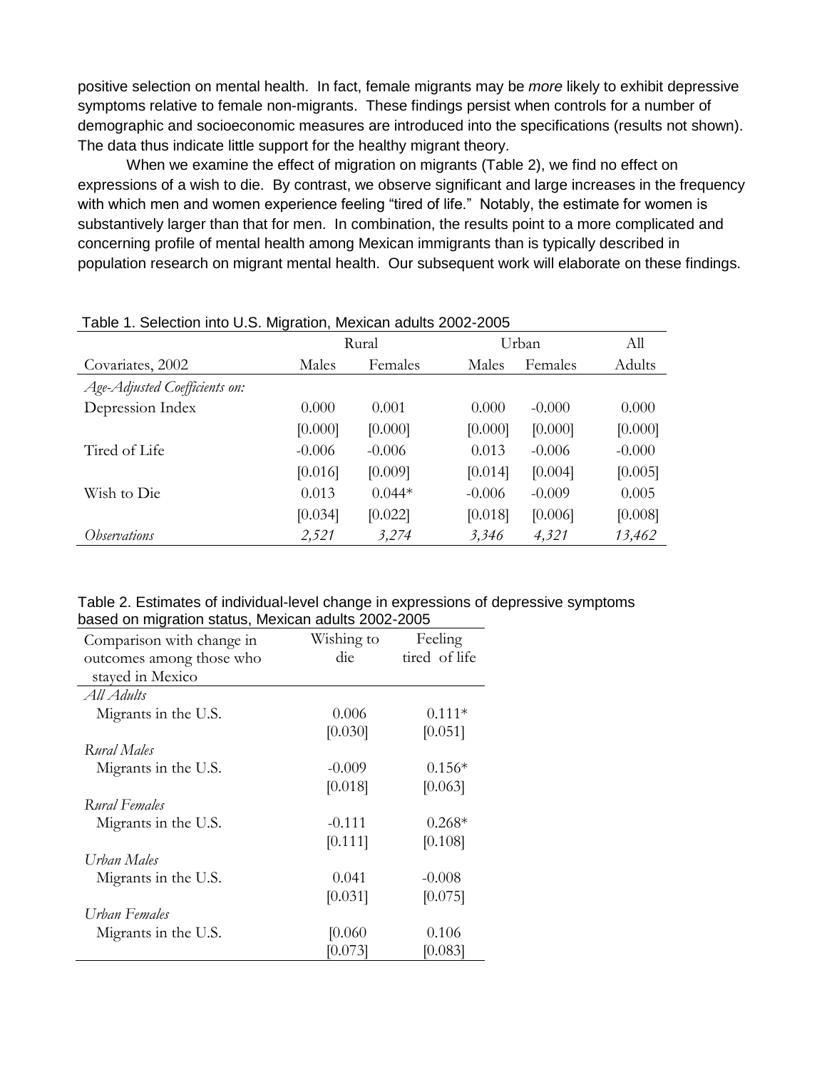positive selection on mental health. In fact, female migrants may be *more* likely to exhibit depressive symptoms relative to female non-migrants. These findings persist when controls for a number of demographic and socioeconomic measures are introduced into the specifications (results not shown). The data thus indicate little support for the healthy migrant theory.

When we examine the effect of migration on migrants (Table 2), we find no effect on expressions of a wish to die. By contrast, we observe significant and large increases in the frequency with which men and women experience feeling "tired of life." Notably, the estimate for women is substantively larger than that for men. In combination, the results point to a more complicated and concerning profile of mental health among Mexican immigrants than is typically described in population research on migrant mental health. Our subsequent work will elaborate on these findings.

Table 1. Selection into U.S. Migration, Mexican adults 2002-2005

| | Rural | | Urban | | All |
|---|---|---|---|---|---|
| Covariates, 2002 | Males | Females | Males | Females | Adults |
| *Age-Adjusted Coefficients on:* | | | | | |
| Depression Index | 0.000 | 0.001 | 0.000 | -0.000 | 0.000 |
| | [0.000] | [0.000] | [0.000] | [0.000] | [0.000] |
| Tired of Life | -0.006 | -0.006 | 0.013 | -0.006 | -0.000 |
| | [0.016] | [0.009] | [0.014] | [0.004] | [0.005] |
| Wish to Die | 0.013 | 0.044* | -0.006 | -0.009 | 0.005 |
| | [0.034] | [0.022] | [0.018] | [0.006] | [0.008] |
| *Observations* | *2,521* | *3,274* | *3,346* | *4,321* | *13,462* |

Table 2. Estimates of individual-level change in expressions of depressive symptoms based on migration status, Mexican adults 2002-2005

| Comparison with change in outcomes among those who stayed in Mexico | Wishing to die | Feeling tired of life |
|---|---|---|
| *All Adults* | | |
| Migrants in the U.S. | 0.006 | 0.111* |
| | [0.030] | [0.051] |
| *Rural Males* | | |
| Migrants in the U.S. | -0.009 | 0.156* |
| | [0.018] | [0.063] |
| *Rural Females* | | |
| Migrants in the U.S. | -0.111 | 0.268* |
| | [0.111] | [0.108] |
| *Urban Males* | | |
| Migrants in the U.S. | 0.041 | -0.008 |
| | [0.031] | [0.075] |
| *Urban Females* | | |
| Migrants in the U.S. | [0.060 | 0.106 |
| | [0.073] | [0.083] |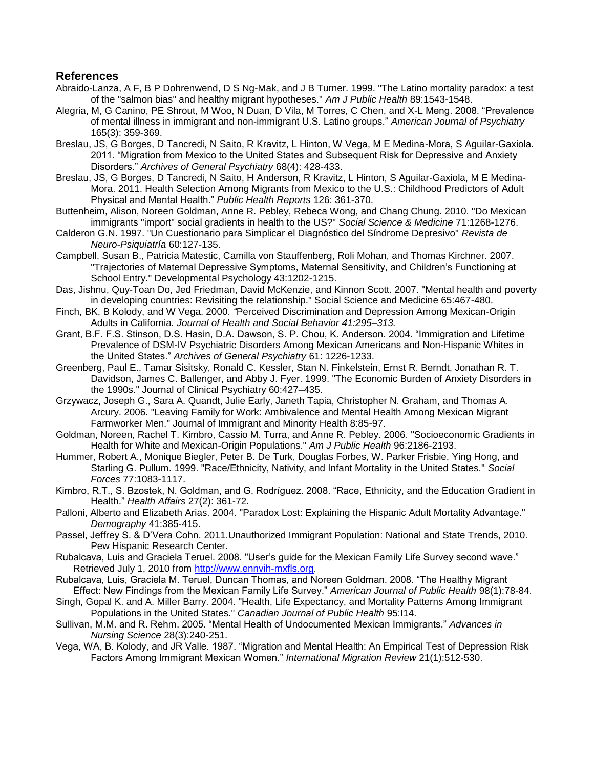## References

Abraido-Lanza, A F, B P Dohrenwend, D S Ng-Mak, and J B Turner. 1999. "The Latino mortality paradox: a test of the "salmon bias" and healthy migrant hypotheses." *Am J Public Health* 89:1543-1548.

Alegria, M, G Canino, PE Shrout, M Woo, N Duan, D Vila, M Torres, C Chen, and X-L Meng. 2008. "Prevalence of mental illness in immigrant and non-immigrant U.S. Latino groups." *American Journal of Psychiatry* 165(3): 359-369.

Breslau, JS, G Borges, D Tancredi, N Saito, R Kravitz, L Hinton, W Vega, M E Medina-Mora, S Aguilar-Gaxiola. 2011. "Migration from Mexico to the United States and Subsequent Risk for Depressive and Anxiety Disorders." *Archives of General Psychiatry* 68(4): 428-433.

Breslau, JS, G Borges, D Tancredi, N Saito, H Anderson, R Kravitz, L Hinton, S Aguilar-Gaxiola, M E Medina-Mora. 2011. Health Selection Among Migrants from Mexico to the U.S.: Childhood Predictors of Adult Physical and Mental Health." *Public Health Reports* 126: 361-370.

Buttenheim, Alison, Noreen Goldman, Anne R. Pebley, Rebeca Wong, and Chang Chung. 2010. "Do Mexican immigrants "import" social gradients in health to the US?" *Social Science & Medicine* 71:1268-1276.

Calderon G.N. 1997. "Un Cuestionario para Simplicar el Diagnóstico del Síndrome Depresivo" *Revista de Neuro-Psiquiatría* 60:127-135.

Campbell, Susan B., Patricia Matestic, Camilla von Stauffenberg, Roli Mohan, and Thomas Kirchner. 2007. "Trajectories of Maternal Depressive Symptoms, Maternal Sensitivity, and Children's Functioning at School Entry." Developmental Psychology 43:1202-1215.

Das, Jishnu, Quy-Toan Do, Jed Friedman, David McKenzie, and Kinnon Scott. 2007. "Mental health and poverty in developing countries: Revisiting the relationship." Social Science and Medicine 65:467-480.

Finch, BK, B Kolody, and W Vega. 2000. *"*Perceived Discrimination and Depression Among Mexican-Origin Adults in California*. Journal of Health and Social Behavior 41:295–313.*

Grant, B.F. F.S. Stinson, D.S. Hasin, D.A. Dawson, S. P. Chou, K. Anderson. 2004. "Immigration and Lifetime Prevalence of DSM-IV Psychiatric Disorders Among Mexican Americans and Non-Hispanic Whites in the United States." *Archives of General Psychiatry* 61: 1226-1233.

Greenberg, Paul E., Tamar Sisitsky, Ronald C. Kessler, Stan N. Finkelstein, Ernst R. Berndt, Jonathan R. T. Davidson, James C. Ballenger, and Abby J. Fyer. 1999. "The Economic Burden of Anxiety Disorders in the 1990s." Journal of Clinical Psychiatry 60:427–435.

Grzywacz, Joseph G., Sara A. Quandt, Julie Early, Janeth Tapia, Christopher N. Graham, and Thomas A. Arcury. 2006. "Leaving Family for Work: Ambivalence and Mental Health Among Mexican Migrant Farmworker Men." Journal of Immigrant and Minority Health 8:85-97.

Goldman, Noreen, Rachel T. Kimbro, Cassio M. Turra, and Anne R. Pebley. 2006. "Socioeconomic Gradients in Health for White and Mexican-Origin Populations." *Am J Public Health* 96:2186-2193.

Hummer, Robert A., Monique Biegler, Peter B. De Turk, Douglas Forbes, W. Parker Frisbie, Ying Hong, and Starling G. Pullum. 1999. "Race/Ethnicity, Nativity, and Infant Mortality in the United States." *Social Forces* 77:1083-1117.

Kimbro, R.T., S. Bzostek, N. Goldman, and G. Rodríguez. 2008. "Race, Ethnicity, and the Education Gradient in Health." *Health Affairs* 27(2): 361-72.

Palloni, Alberto and Elizabeth Arias. 2004. "Paradox Lost: Explaining the Hispanic Adult Mortality Advantage." *Demography* 41:385-415.

Passel, Jeffrey S. & D'Vera Cohn. 2011.Unauthorized Immigrant Population: National and State Trends, 2010. Pew Hispanic Research Center.

Rubalcava, Luis and Graciela Teruel. 2008. "User's guide for the Mexican Family Life Survey second wave." Retrieved July 1, 2010 from [http://www.ennvih-mxfls.org](http://www.ennvih-mxfls.org).

Rubalcava, Luis, Graciela M. Teruel, Duncan Thomas, and Noreen Goldman. 2008. "The Healthy Migrant Effect: New Findings from the Mexican Family Life Survey." *American Journal of Public Health* 98(1):78-84.

Singh, Gopal K. and A. Miller Barry. 2004. "Health, Life Expectancy, and Mortality Patterns Among Immigrant Populations in the United States." *Canadian Journal of Public Health* 95:I14.

Sullivan, M.M. and R. Rehm. 2005. "Mental Health of Undocumented Mexican Immigrants." *Advances in Nursing Science* 28(3):240-251.

Vega, WA, B. Kolody, and JR Valle. 1987. "Migration and Mental Health: An Empirical Test of Depression Risk Factors Among Immigrant Mexican Women." *International Migration Review* 21(1):512-530.